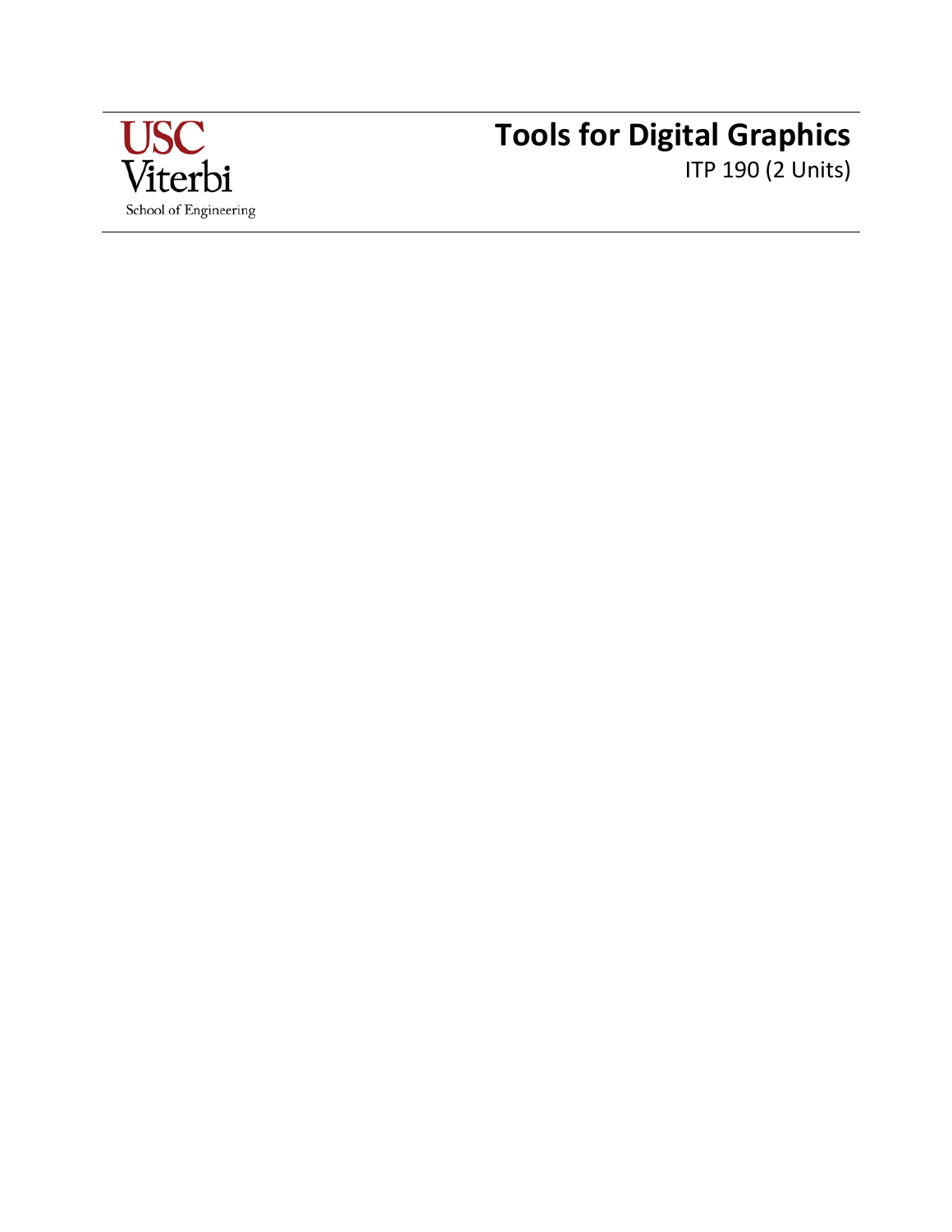USC Viterbi
School of Engineering

# Tools for Digital Graphics

ITP 190 (2 Units)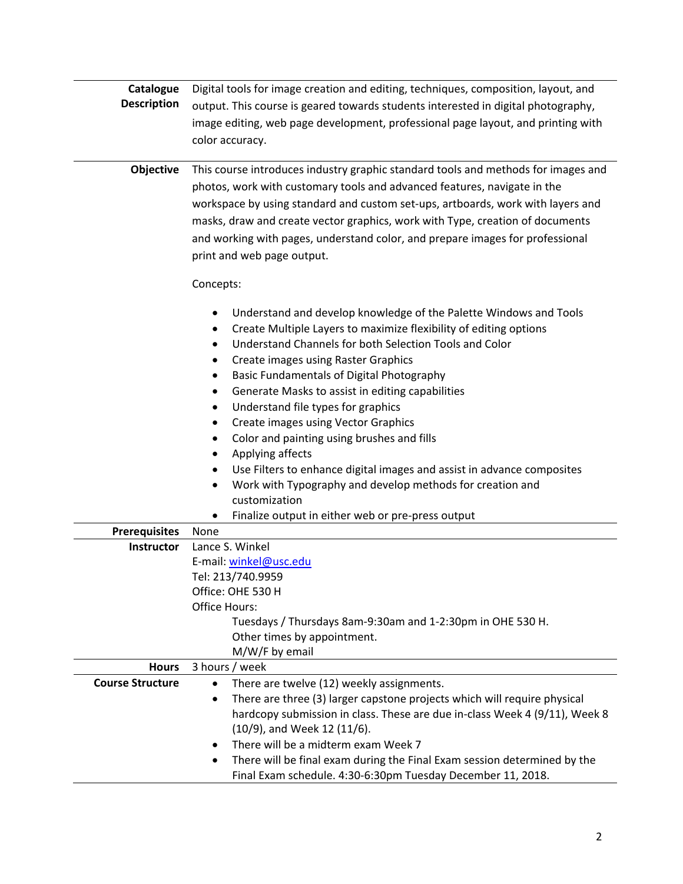| | |
|---|---|
| **Catalogue Description** | Digital tools for image creation and editing, techniques, composition, layout, and output. This course is geared towards students interested in digital photography, image editing, web page development, professional page layout, and printing with color accuracy. |
| **Objective** | This course introduces industry graphic standard tools and methods for images and photos, work with customary tools and advanced features, navigate in the workspace by using standard and custom set-ups, artboards, work with layers and masks, draw and create vector graphics, work with Type, creation of documents and working with pages, understand color, and prepare images for professional print and web page output.<br><br>Concepts:<br><br>• Understand and develop knowledge of the Palette Windows and Tools<br>• Create Multiple Layers to maximize flexibility of editing options<br>• Understand Channels for both Selection Tools and Color<br>• Create images using Raster Graphics<br>• Basic Fundamentals of Digital Photography<br>• Generate Masks to assist in editing capabilities<br>• Understand file types for graphics<br>• Create images using Vector Graphics<br>• Color and painting using brushes and fills<br>• Applying affects<br>• Use Filters to enhance digital images and assist in advance composites<br>• Work with Typography and develop methods for creation and customization<br>• Finalize output in either web or pre-press output |
| **Prerequisites** | None |
| **Instructor** | Lance S. Winkel<br>E-mail: winkel@usc.edu<br>Tel: 213/740.9959<br>Office: OHE 530 H<br>Office Hours:<br>Tuesdays / Thursdays 8am-9:30am and 1-2:30pm in OHE 530 H.<br>Other times by appointment.<br>M/W/F by email |
| **Hours** | 3 hours / week |
| **Course Structure** | • There are twelve (12) weekly assignments.<br>• There are three (3) larger capstone projects which will require physical hardcopy submission in class. These are due in-class Week 4 (9/11), Week 8 (10/9), and Week 12 (11/6).<br>• There will be a midterm exam Week 7<br>• There will be final exam during the Final Exam session determined by the Final Exam schedule. 4:30-6:30pm Tuesday December 11, 2018. |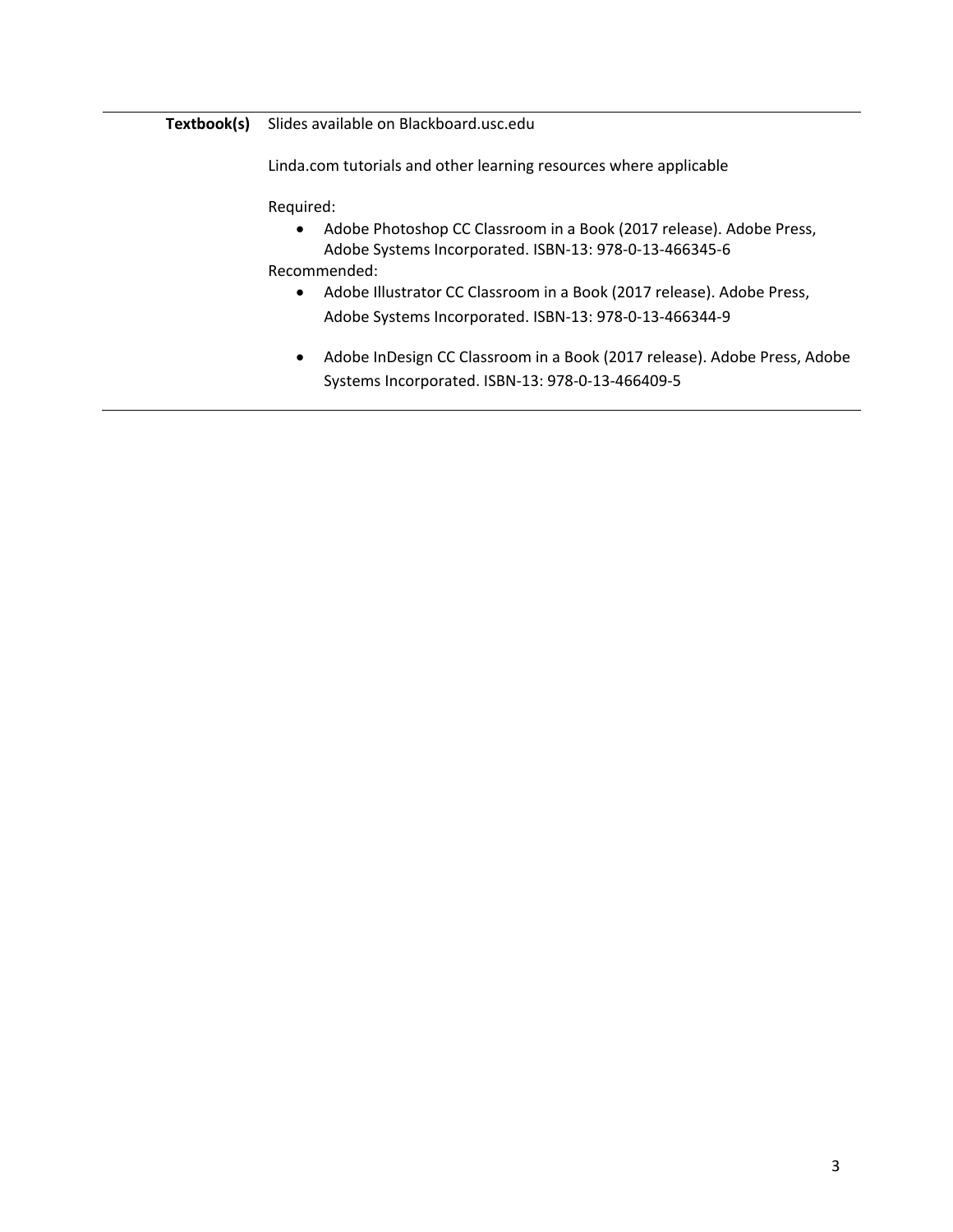**Textbook(s)** Slides available on Blackboard.usc.edu

Linda.com tutorials and other learning resources where applicable

Required:

- Adobe Photoshop CC Classroom in a Book (2017 release). Adobe Press, Adobe Systems Incorporated. ISBN-13: 978-0-13-466345-6

Recommended:

- Adobe Illustrator CC Classroom in a Book (2017 release). Adobe Press, Adobe Systems Incorporated. ISBN-13: 978-0-13-466344-9
- Adobe InDesign CC Classroom in a Book (2017 release). Adobe Press, Adobe Systems Incorporated. ISBN-13: 978-0-13-466409-5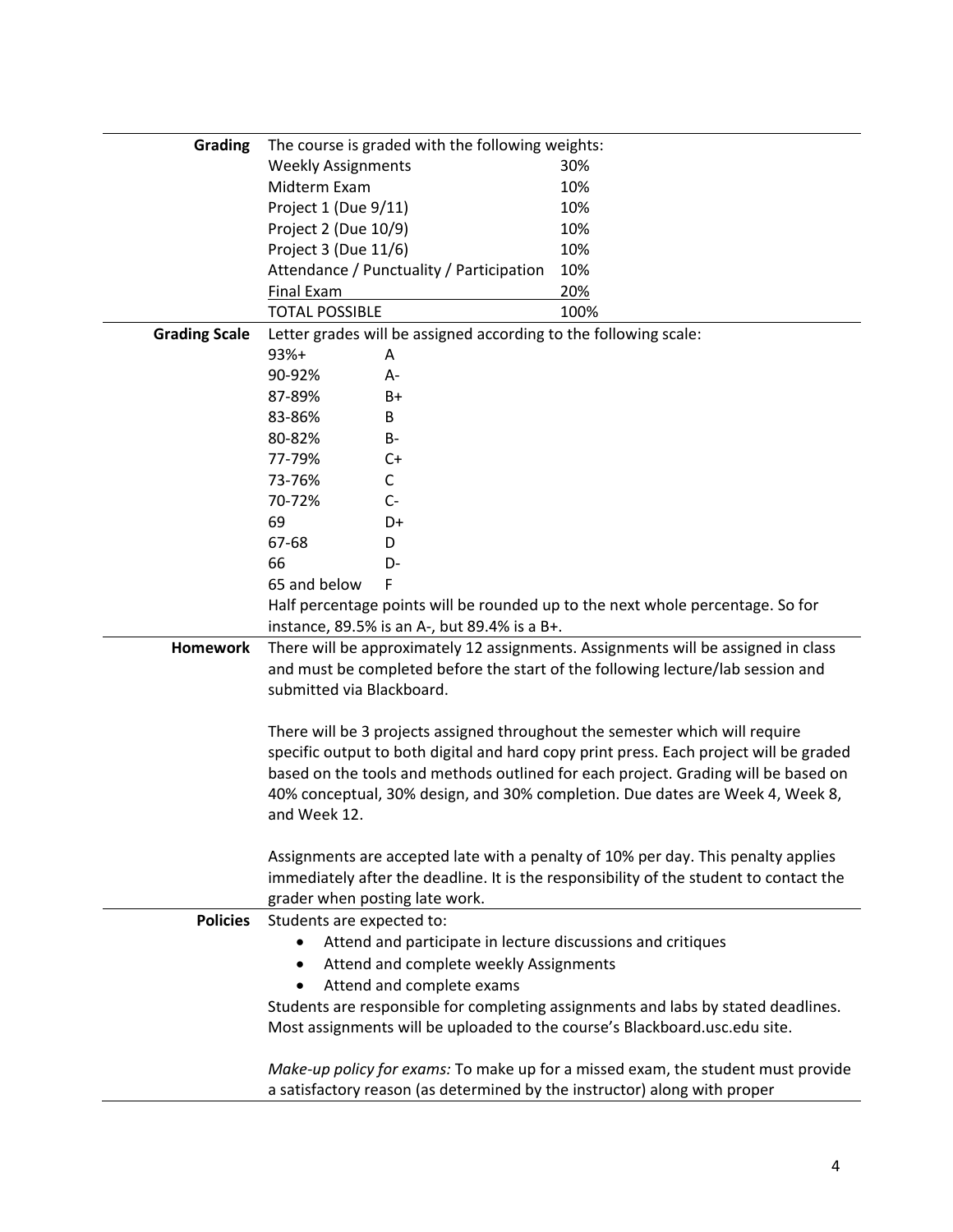**Grading**

The course is graded with the following weights:

| Component | Weight |
| --- | --- |
| Weekly Assignments | 30% |
| Midterm Exam | 10% |
| Project 1 (Due 9/11) | 10% |
| Project 2 (Due 10/9) | 10% |
| Project 3 (Due 11/6) | 10% |
| Attendance / Punctuality / Participation | 10% |
| Final Exam | 20% |
| TOTAL POSSIBLE | 100% |

**Grading Scale**

Letter grades will be assigned according to the following scale:

| Percentage | Grade |
| --- | --- |
| 93%+ | A |
| 90-92% | A- |
| 87-89% | B+ |
| 83-86% | B |
| 80-82% | B- |
| 77-79% | C+ |
| 73-76% | C |
| 70-72% | C- |
| 69 | D+ |
| 67-68 | D |
| 66 | D- |
| 65 and below | F |

Half percentage points will be rounded up to the next whole percentage. So for instance, 89.5% is an A-, but 89.4% is a B+.

**Homework**

There will be approximately 12 assignments. Assignments will be assigned in class and must be completed before the start of the following lecture/lab session and submitted via Blackboard.

There will be 3 projects assigned throughout the semester which will require specific output to both digital and hard copy print press. Each project will be graded based on the tools and methods outlined for each project. Grading will be based on 40% conceptual, 30% design, and 30% completion. Due dates are Week 4, Week 8, and Week 12.

Assignments are accepted late with a penalty of 10% per day. This penalty applies immediately after the deadline. It is the responsibility of the student to contact the grader when posting late work.

**Policies**

Students are expected to:

- Attend and participate in lecture discussions and critiques
- Attend and complete weekly Assignments
- Attend and complete exams

Students are responsible for completing assignments and labs by stated deadlines. Most assignments will be uploaded to the course's Blackboard.usc.edu site.

*Make-up policy for exams:* To make up for a missed exam, the student must provide a satisfactory reason (as determined by the instructor) along with proper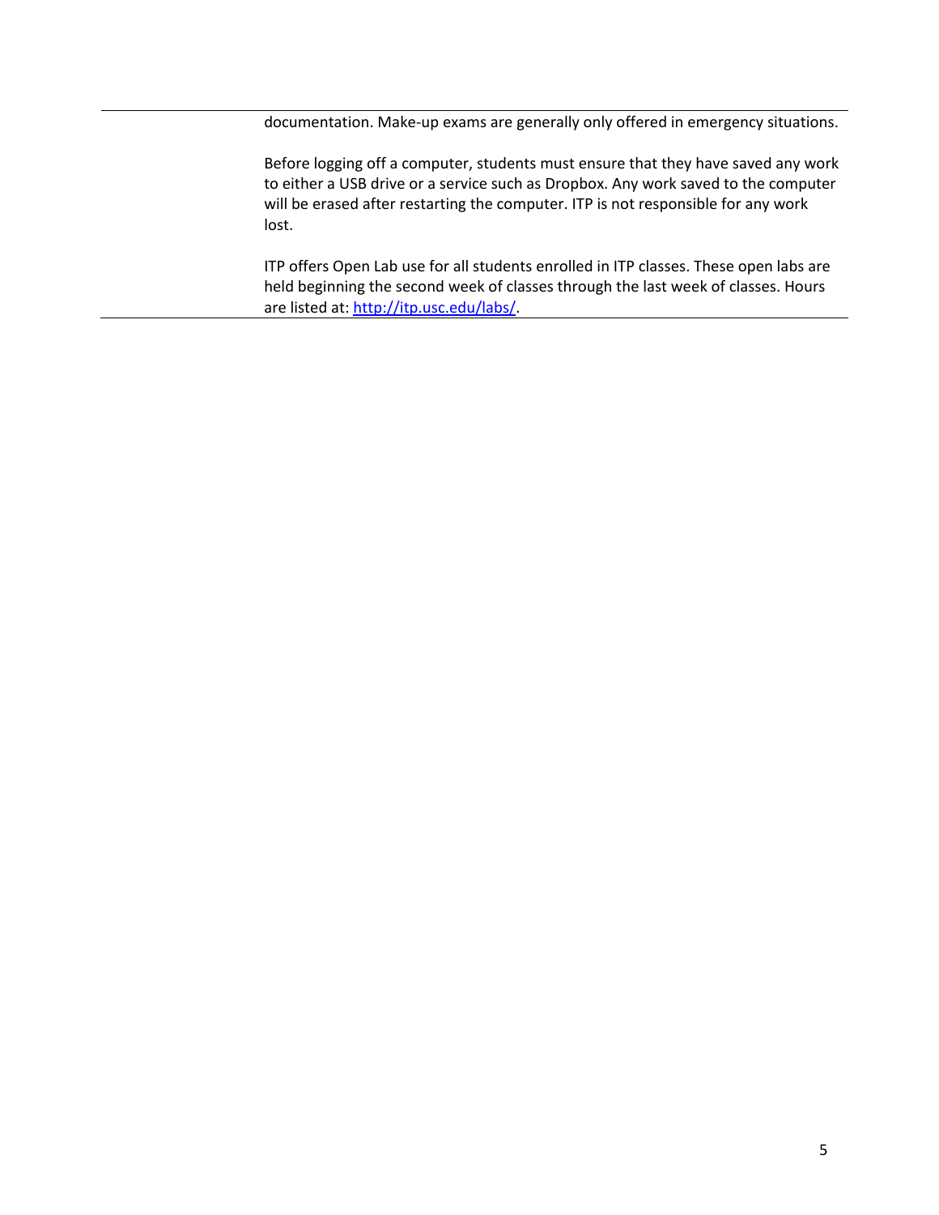documentation. Make-up exams are generally only offered in emergency situations.

Before logging off a computer, students must ensure that they have saved any work to either a USB drive or a service such as Dropbox. Any work saved to the computer will be erased after restarting the computer. ITP is not responsible for any work lost.

ITP offers Open Lab use for all students enrolled in ITP classes. These open labs are held beginning the second week of classes through the last week of classes. Hours are listed at: [http://itp.usc.edu/labs/](http://itp.usc.edu/labs/).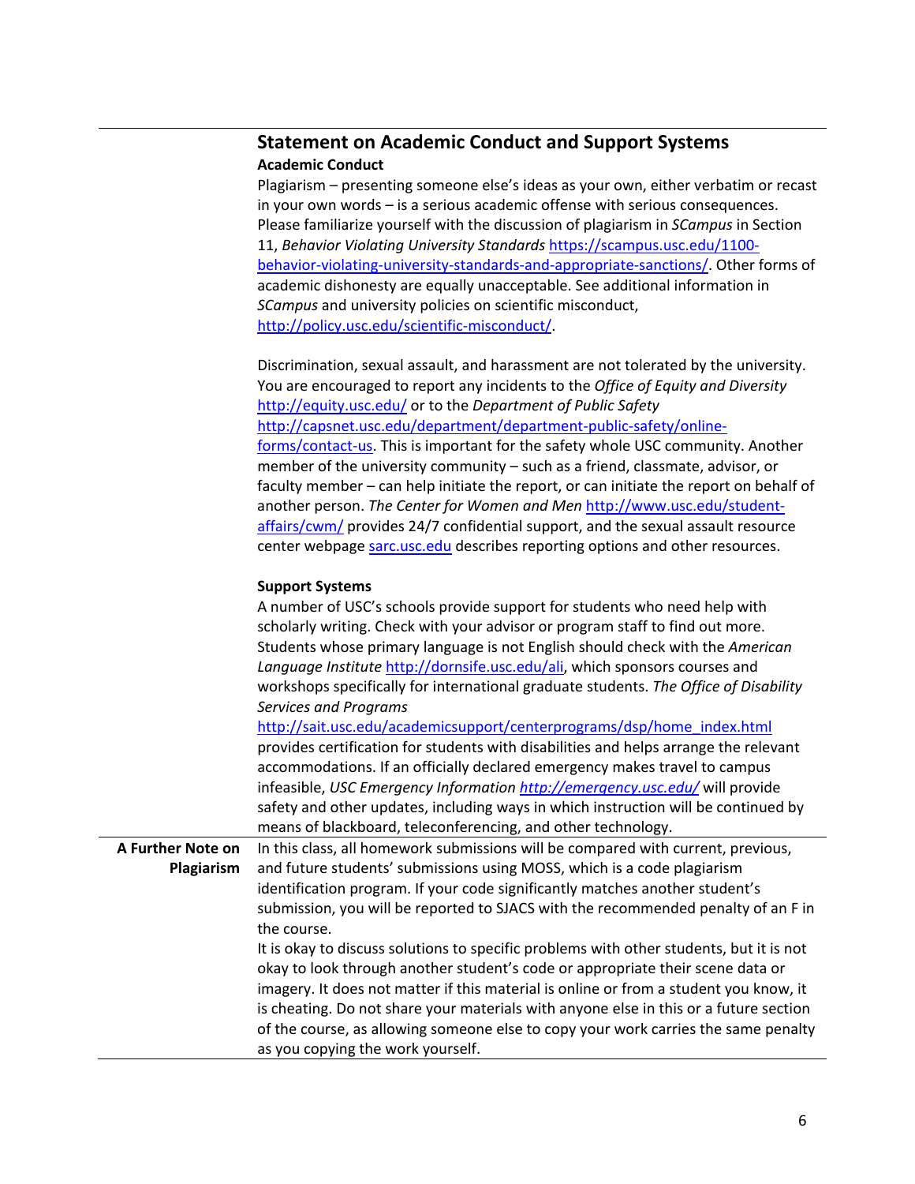## Statement on Academic Conduct and Support Systems

### Academic Conduct

Plagiarism – presenting someone else's ideas as your own, either verbatim or recast in your own words – is a serious academic offense with serious consequences. Please familiarize yourself with the discussion of plagiarism in *SCampus* in Section 11, *Behavior Violating University Standards* https://scampus.usc.edu/1100-behavior-violating-university-standards-and-appropriate-sanctions/. Other forms of academic dishonesty are equally unacceptable. See additional information in *SCampus* and university policies on scientific misconduct, http://policy.usc.edu/scientific-misconduct/.

Discrimination, sexual assault, and harassment are not tolerated by the university. You are encouraged to report any incidents to the *Office of Equity and Diversity* http://equity.usc.edu/ or to the *Department of Public Safety* http://capsnet.usc.edu/department/department-public-safety/online-forms/contact-us. This is important for the safety whole USC community. Another member of the university community – such as a friend, classmate, advisor, or faculty member – can help initiate the report, or can initiate the report on behalf of another person. *The Center for Women and Men* http://www.usc.edu/student-affairs/cwm/ provides 24/7 confidential support, and the sexual assault resource center webpage sarc.usc.edu describes reporting options and other resources.

### Support Systems

A number of USC's schools provide support for students who need help with scholarly writing. Check with your advisor or program staff to find out more. Students whose primary language is not English should check with the *American Language Institute* http://dornsife.usc.edu/ali, which sponsors courses and workshops specifically for international graduate students. *The Office of Disability Services and Programs* http://sait.usc.edu/academicsupport/centerprograms/dsp/home_index.html provides certification for students with disabilities and helps arrange the relevant accommodations. If an officially declared emergency makes travel to campus infeasible, *USC Emergency Information* *http://emergency.usc.edu/* will provide safety and other updates, including ways in which instruction will be continued by means of blackboard, teleconferencing, and other technology.

### A Further Note on Plagiarism

In this class, all homework submissions will be compared with current, previous, and future students' submissions using MOSS, which is a code plagiarism identification program. If your code significantly matches another student's submission, you will be reported to SJACS with the recommended penalty of an F in the course.

It is okay to discuss solutions to specific problems with other students, but it is not okay to look through another student's code or appropriate their scene data or imagery. It does not matter if this material is online or from a student you know, it is cheating. Do not share your materials with anyone else in this or a future section of the course, as allowing someone else to copy your work carries the same penalty as you copying the work yourself.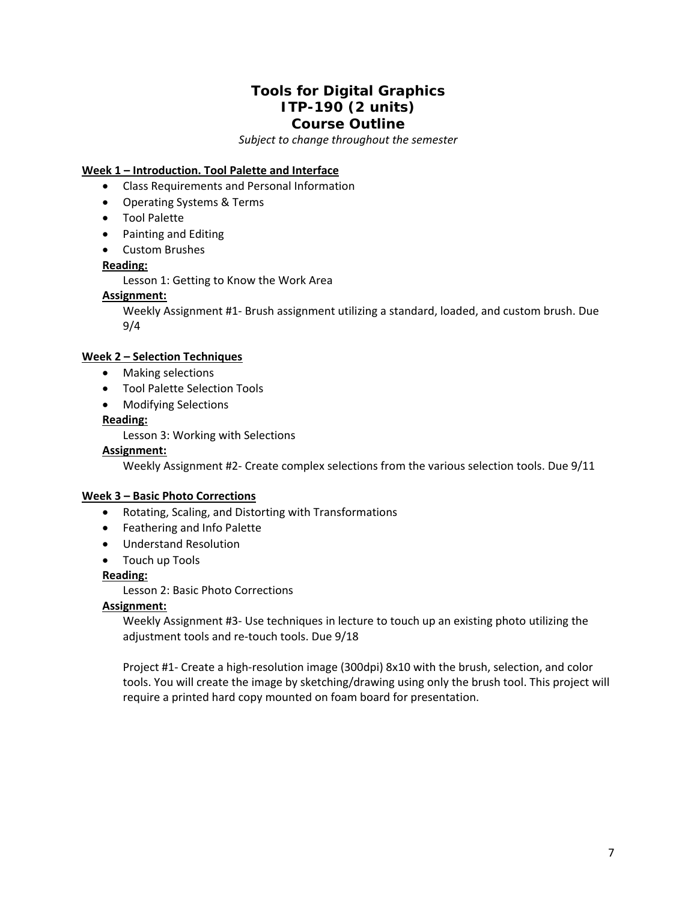# Tools for Digital Graphics
# ITP-190 (2 units)
# Course Outline

*Subject to change throughout the semester*

**Week 1 – Introduction. Tool Palette and Interface**

- Class Requirements and Personal Information
- Operating Systems & Terms
- Tool Palette
- Painting and Editing
- Custom Brushes

**Reading:**

Lesson 1: Getting to Know the Work Area

**Assignment:**

Weekly Assignment #1- Brush assignment utilizing a standard, loaded, and custom brush. Due 9/4

**Week 2 – Selection Techniques**

- Making selections
- Tool Palette Selection Tools
- Modifying Selections

**Reading:**

Lesson 3: Working with Selections

**Assignment:**

Weekly Assignment #2- Create complex selections from the various selection tools. Due 9/11

**Week 3 – Basic Photo Corrections**

- Rotating, Scaling, and Distorting with Transformations
- Feathering and Info Palette
- Understand Resolution
- Touch up Tools

**Reading:**

Lesson 2: Basic Photo Corrections

**Assignment:**

Weekly Assignment #3- Use techniques in lecture to touch up an existing photo utilizing the adjustment tools and re-touch tools. Due 9/18

Project #1- Create a high-resolution image (300dpi) 8x10 with the brush, selection, and color tools. You will create the image by sketching/drawing using only the brush tool. This project will require a printed hard copy mounted on foam board for presentation.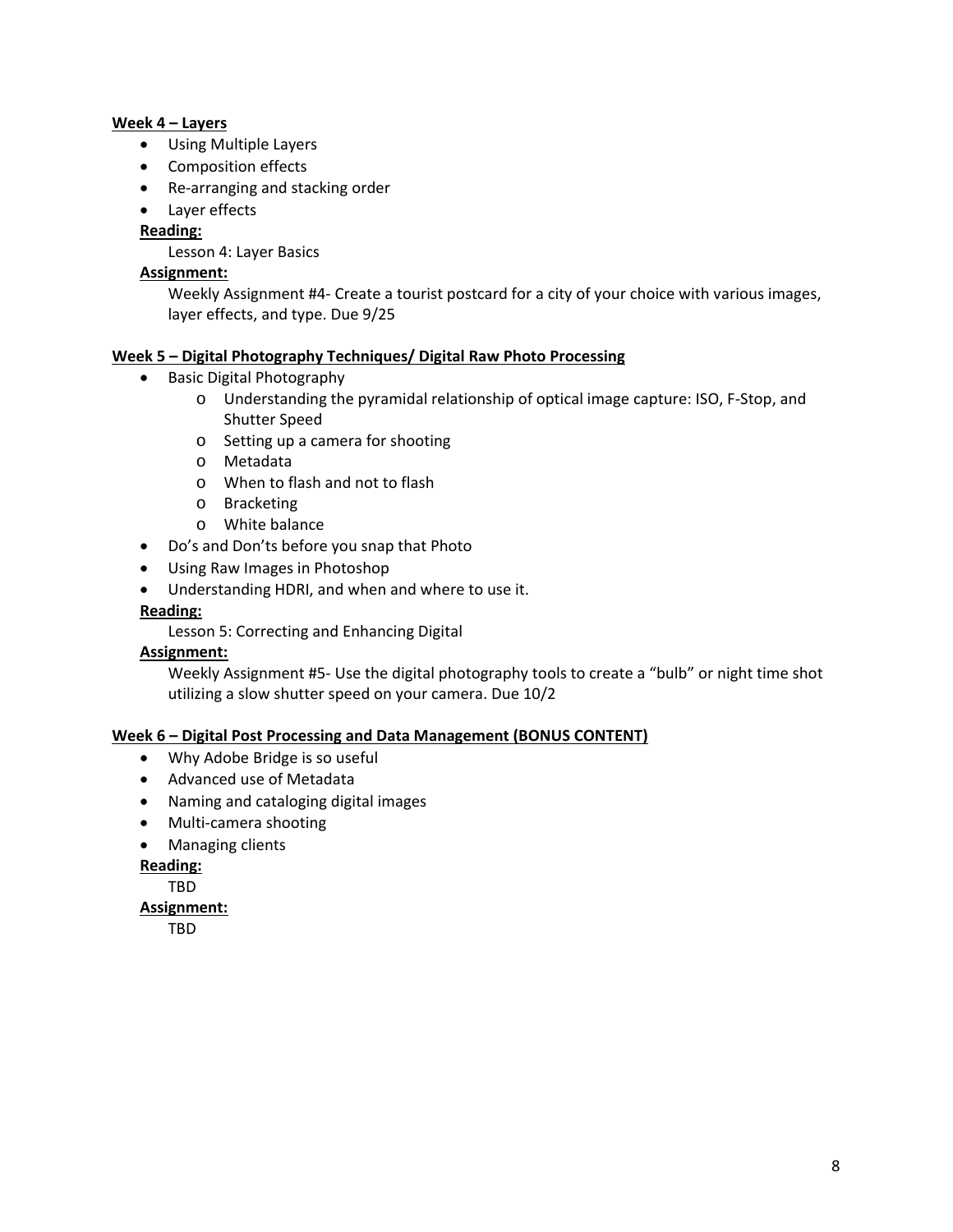**Week 4 – Layers**

- Using Multiple Layers
- Composition effects
- Re-arranging and stacking order
- Layer effects

**Reading:**

Lesson 4: Layer Basics

**Assignment:**

Weekly Assignment #4- Create a tourist postcard for a city of your choice with various images, layer effects, and type. Due 9/25

**Week 5 – Digital Photography Techniques/ Digital Raw Photo Processing**

- Basic Digital Photography
  - Understanding the pyramidal relationship of optical image capture: ISO, F-Stop, and Shutter Speed
  - Setting up a camera for shooting
  - Metadata
  - When to flash and not to flash
  - Bracketing
  - White balance
- Do's and Don'ts before you snap that Photo
- Using Raw Images in Photoshop
- Understanding HDRI, and when and where to use it.

**Reading:**

Lesson 5: Correcting and Enhancing Digital

**Assignment:**

Weekly Assignment #5- Use the digital photography tools to create a "bulb" or night time shot utilizing a slow shutter speed on your camera. Due 10/2

**Week 6 – Digital Post Processing and Data Management (BONUS CONTENT)**

- Why Adobe Bridge is so useful
- Advanced use of Metadata
- Naming and cataloging digital images
- Multi-camera shooting
- Managing clients

**Reading:**

TBD

**Assignment:**

TBD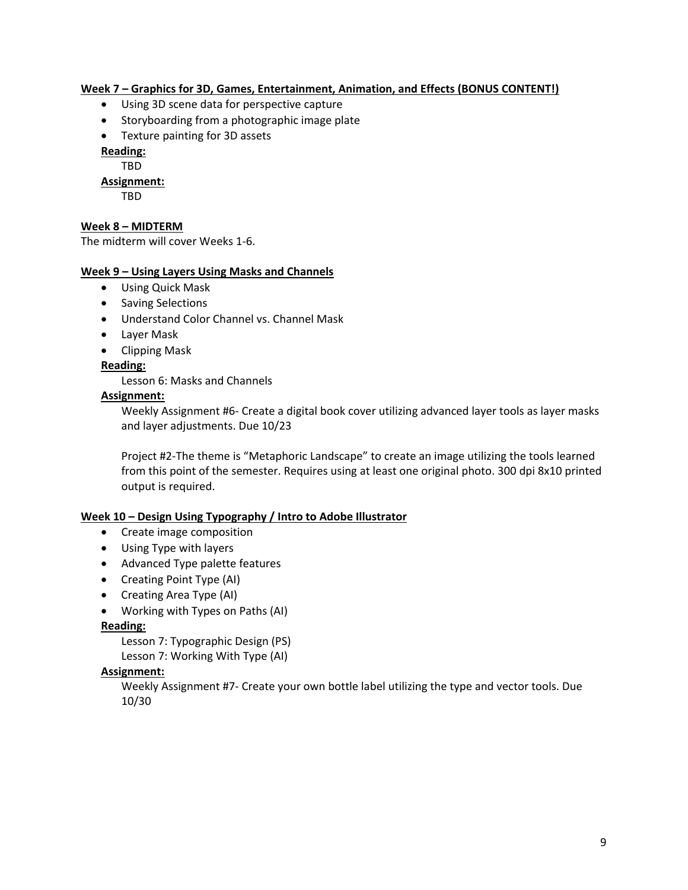**Week 7 – Graphics for 3D, Games, Entertainment, Animation, and Effects (BONUS CONTENT!)**

- Using 3D scene data for perspective capture
- Storyboarding from a photographic image plate
- Texture painting for 3D assets

**Reading:**

TBD

**Assignment:**

TBD

**Week 8 – MIDTERM**

The midterm will cover Weeks 1-6.

**Week 9 – Using Layers Using Masks and Channels**

- Using Quick Mask
- Saving Selections
- Understand Color Channel vs. Channel Mask
- Layer Mask
- Clipping Mask

**Reading:**

Lesson 6: Masks and Channels

**Assignment:**

Weekly Assignment #6- Create a digital book cover utilizing advanced layer tools as layer masks and layer adjustments. Due 10/23

Project #2-The theme is "Metaphoric Landscape" to create an image utilizing the tools learned from this point of the semester. Requires using at least one original photo. 300 dpi 8x10 printed output is required.

**Week 10 – Design Using Typography / Intro to Adobe Illustrator**

- Create image composition
- Using Type with layers
- Advanced Type palette features
- Creating Point Type (AI)
- Creating Area Type (AI)
- Working with Types on Paths (AI)

**Reading:**

Lesson 7: Typographic Design (PS)
Lesson 7: Working With Type (AI)

**Assignment:**

Weekly Assignment #7- Create your own bottle label utilizing the type and vector tools. Due 10/30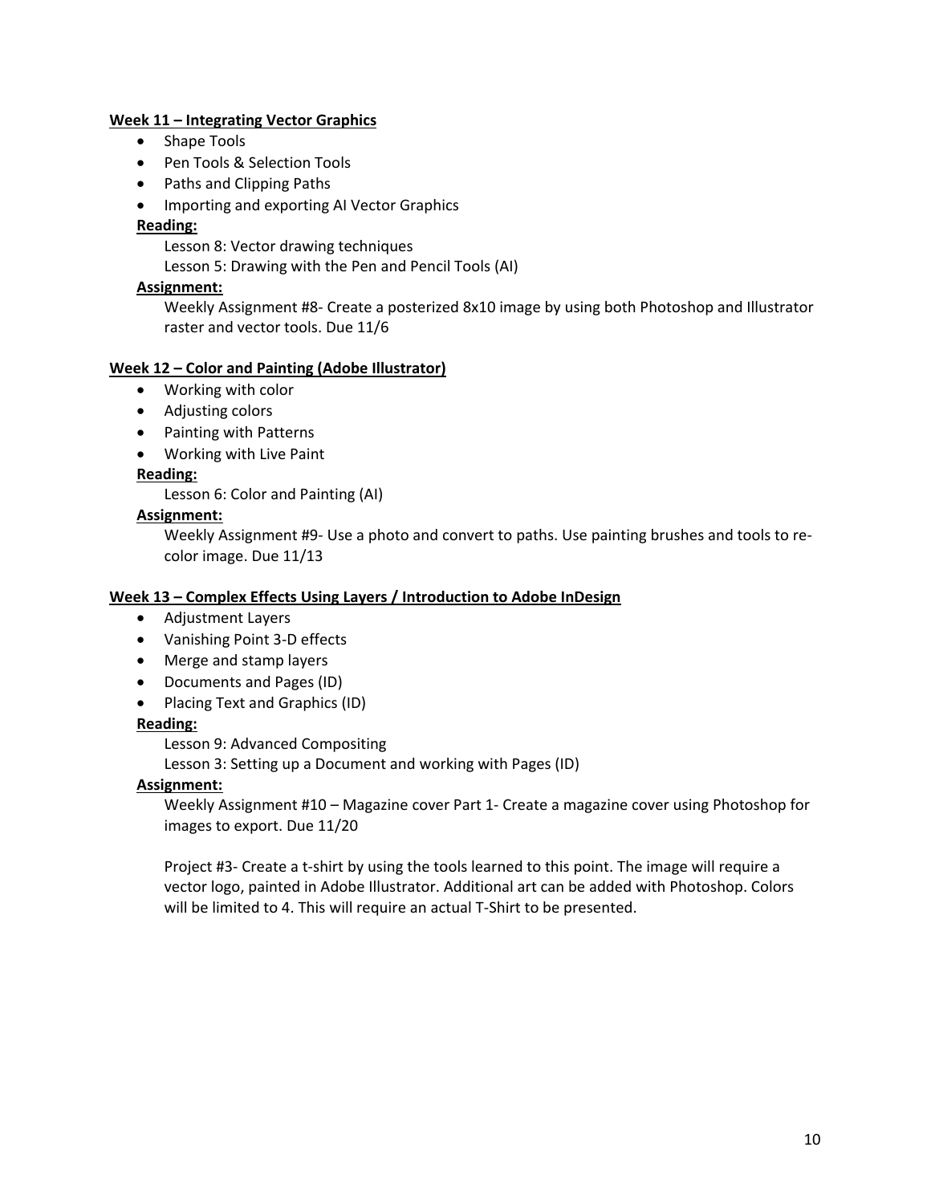**Week 11 – Integrating Vector Graphics**

- Shape Tools
- Pen Tools & Selection Tools
- Paths and Clipping Paths
- Importing and exporting AI Vector Graphics

**Reading:**

Lesson 8: Vector drawing techniques
Lesson 5: Drawing with the Pen and Pencil Tools (AI)

**Assignment:**

Weekly Assignment #8- Create a posterized 8x10 image by using both Photoshop and Illustrator raster and vector tools. Due 11/6

**Week 12 – Color and Painting (Adobe Illustrator)**

- Working with color
- Adjusting colors
- Painting with Patterns
- Working with Live Paint

**Reading:**

Lesson 6: Color and Painting (AI)

**Assignment:**

Weekly Assignment #9- Use a photo and convert to paths. Use painting brushes and tools to re-color image. Due 11/13

**Week 13 – Complex Effects Using Layers / Introduction to Adobe InDesign**

- Adjustment Layers
- Vanishing Point 3-D effects
- Merge and stamp layers
- Documents and Pages (ID)
- Placing Text and Graphics (ID)

**Reading:**

Lesson 9: Advanced Compositing
Lesson 3: Setting up a Document and working with Pages (ID)

**Assignment:**

Weekly Assignment #10 – Magazine cover Part 1- Create a magazine cover using Photoshop for images to export. Due 11/20

Project #3- Create a t-shirt by using the tools learned to this point. The image will require a vector logo, painted in Adobe Illustrator. Additional art can be added with Photoshop. Colors will be limited to 4. This will require an actual T-Shirt to be presented.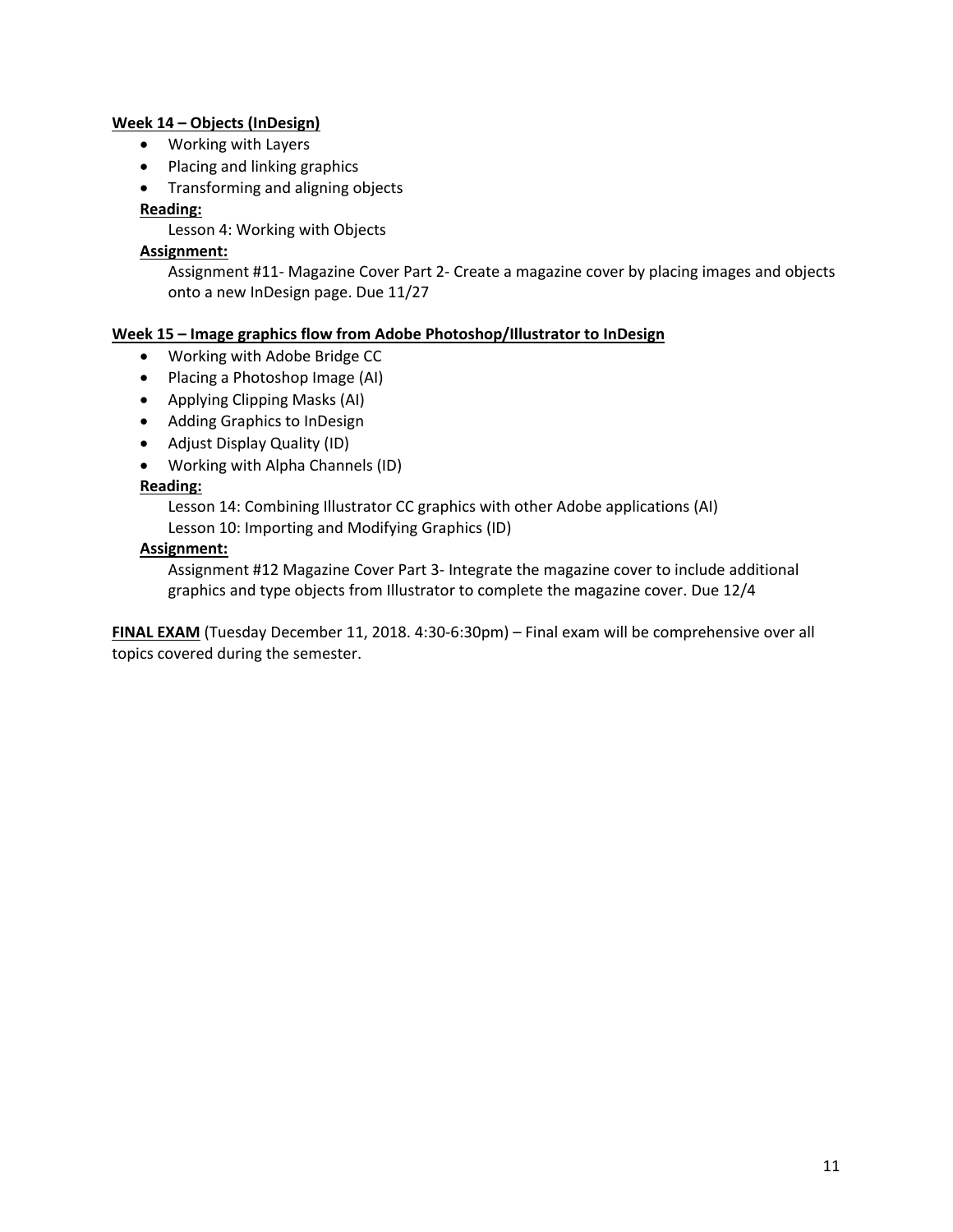**Week 14 – Objects (InDesign)**

- Working with Layers
- Placing and linking graphics
- Transforming and aligning objects

**Reading:**

Lesson 4: Working with Objects

**Assignment:**

Assignment #11- Magazine Cover Part 2- Create a magazine cover by placing images and objects onto a new InDesign page. Due 11/27

**Week 15 – Image graphics flow from Adobe Photoshop/Illustrator to InDesign**

- Working with Adobe Bridge CC
- Placing a Photoshop Image (AI)
- Applying Clipping Masks (AI)
- Adding Graphics to InDesign
- Adjust Display Quality (ID)
- Working with Alpha Channels (ID)

**Reading:**

Lesson 14: Combining Illustrator CC graphics with other Adobe applications (AI)
Lesson 10: Importing and Modifying Graphics (ID)

**Assignment:**

Assignment #12 Magazine Cover Part 3- Integrate the magazine cover to include additional graphics and type objects from Illustrator to complete the magazine cover. Due 12/4

**FINAL EXAM** (Tuesday December 11, 2018. 4:30-6:30pm) – Final exam will be comprehensive over all topics covered during the semester.